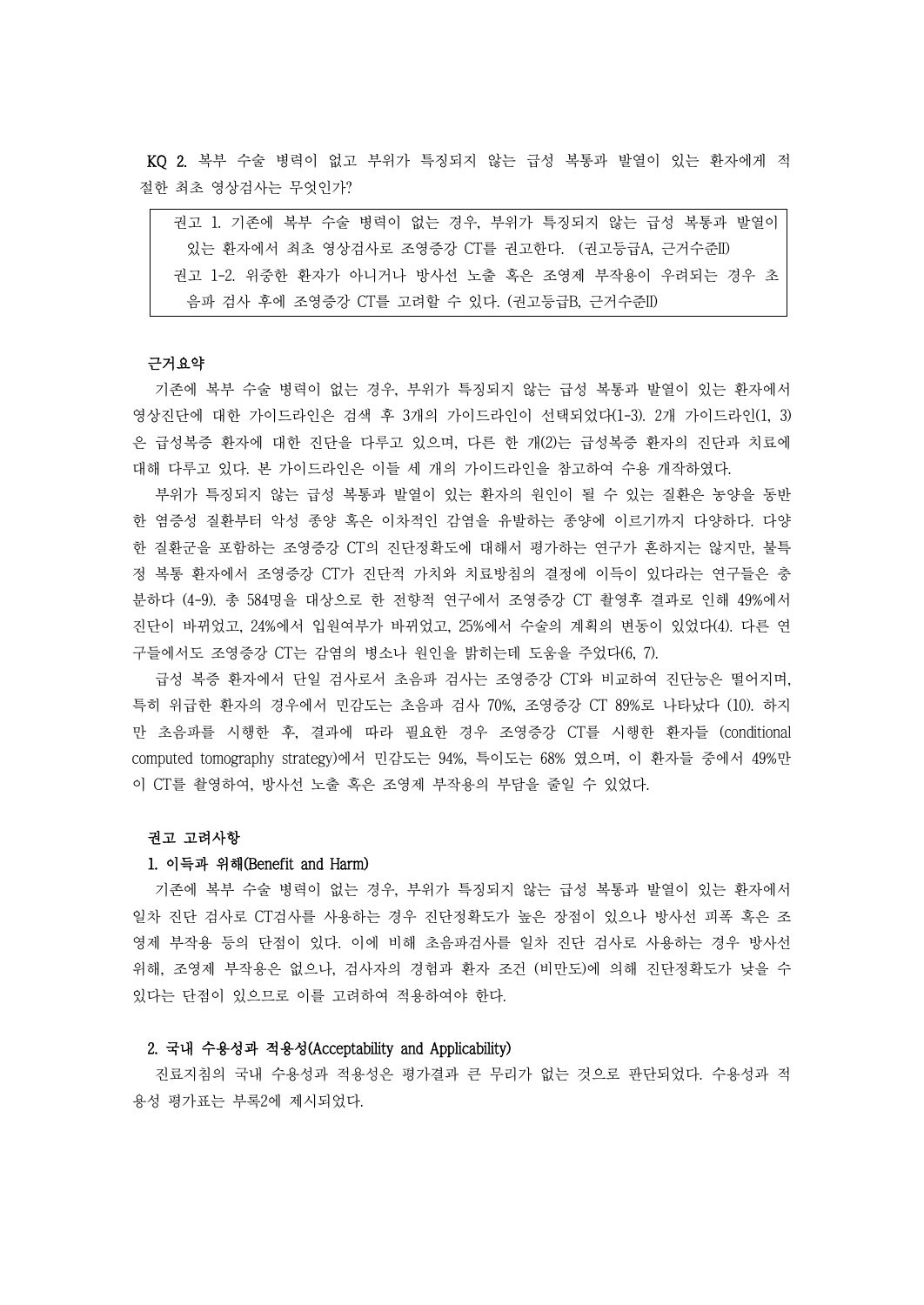**KQ 2.** 복부 수술 병력이 없고 부위가 특징되지 않는 급성 복통과 발열이 있는 환자에게 적절한 최초 영상검사는 무엇인가?

> 권고 1. 기존에 복부 수술 병력이 없는 경우, 부위가 특징되지 않는 급성 복통과 발열이 있는 환자에서 최초 영상검사로 조영증강 CT를 권고한다. (권고등급A, 근거수준II)
>
> 권고 1-2. 위중한 환자가 아니거나 방사선 노출 혹은 조영제 부작용이 우려되는 경우 초음파 검사 후에 조영증강 CT를 고려할 수 있다. (권고등급B, 근거수준II)

**근거요약**

기존에 복부 수술 병력이 없는 경우, 부위가 특징되지 않는 급성 복통과 발열이 있는 환자에서 영상진단에 대한 가이드라인은 검색 후 3개의 가이드라인이 선택되었다(1-3). 2개 가이드라인(1, 3)은 급성복증 환자에 대한 진단을 다루고 있으며, 다른 한 개(2)는 급성복증 환자의 진단과 치료에 대해 다루고 있다. 본 가이드라인은 이들 세 개의 가이드라인을 참고하여 수용 개작하였다.

부위가 특징되지 않는 급성 복통과 발열이 있는 환자의 원인이 될 수 있는 질환은 농양을 동반한 염증성 질환부터 악성 종양 혹은 이차적인 감염을 유발하는 종양에 이르기까지 다양하다. 다양한 질환군을 포함하는 조영증강 CT의 진단정확도에 대해서 평가하는 연구가 흔하지는 않지만, 불특정 복통 환자에서 조영증강 CT가 진단적 가치와 치료방침의 결정에 이득이 있다라는 연구들은 충분하다 (4-9). 총 584명을 대상으로 한 전향적 연구에서 조영증강 CT 촬영후 결과로 인해 49%에서 진단이 바뀌었고, 24%에서 입원여부가 바뀌었고, 25%에서 수술의 계획의 변동이 있었다(4). 다른 연구들에서도 조영증강 CT는 감염의 병소나 원인을 밝히는데 도움을 주었다(6, 7).

급성 복증 환자에서 단일 검사로서 초음파 검사는 조영증강 CT와 비교하여 진단능은 떨어지며, 특히 위급한 환자의 경우에서 민감도는 초음파 검사 70%, 조영증강 CT 89%로 나타났다 (10). 하지만 초음파를 시행한 후, 결과에 따라 필요한 경우 조영증강 CT를 시행한 환자들 (conditional computed tomography strategy)에서 민감도는 94%, 특이도는 68% 였으며, 이 환자들 중에서 49%만이 CT를 촬영하여, 방사선 노출 혹은 조영제 부작용의 부담을 줄일 수 있었다.

**권고 고려사항**

**1. 이득과 위해(Benefit and Harm)**

기존에 복부 수술 병력이 없는 경우, 부위가 특징되지 않는 급성 복통과 발열이 있는 환자에서 일차 진단 검사로 CT검사를 사용하는 경우 진단정확도가 높은 장점이 있으나 방사선 피폭 혹은 조영제 부작용 등의 단점이 있다. 이에 비해 초음파검사를 일차 진단 검사로 사용하는 경우 방사선 위해, 조영제 부작용은 없으나, 검사자의 경험과 환자 조건 (비만도)에 의해 진단정확도가 낮을 수 있다는 단점이 있으므로 이를 고려하여 적용하여야 한다.

**2. 국내 수용성과 적용성(Acceptability and Applicability)**

진료지침의 국내 수용성과 적용성은 평가결과 큰 무리가 없는 것으로 판단되었다. 수용성과 적용성 평가표는 부록2에 제시되었다.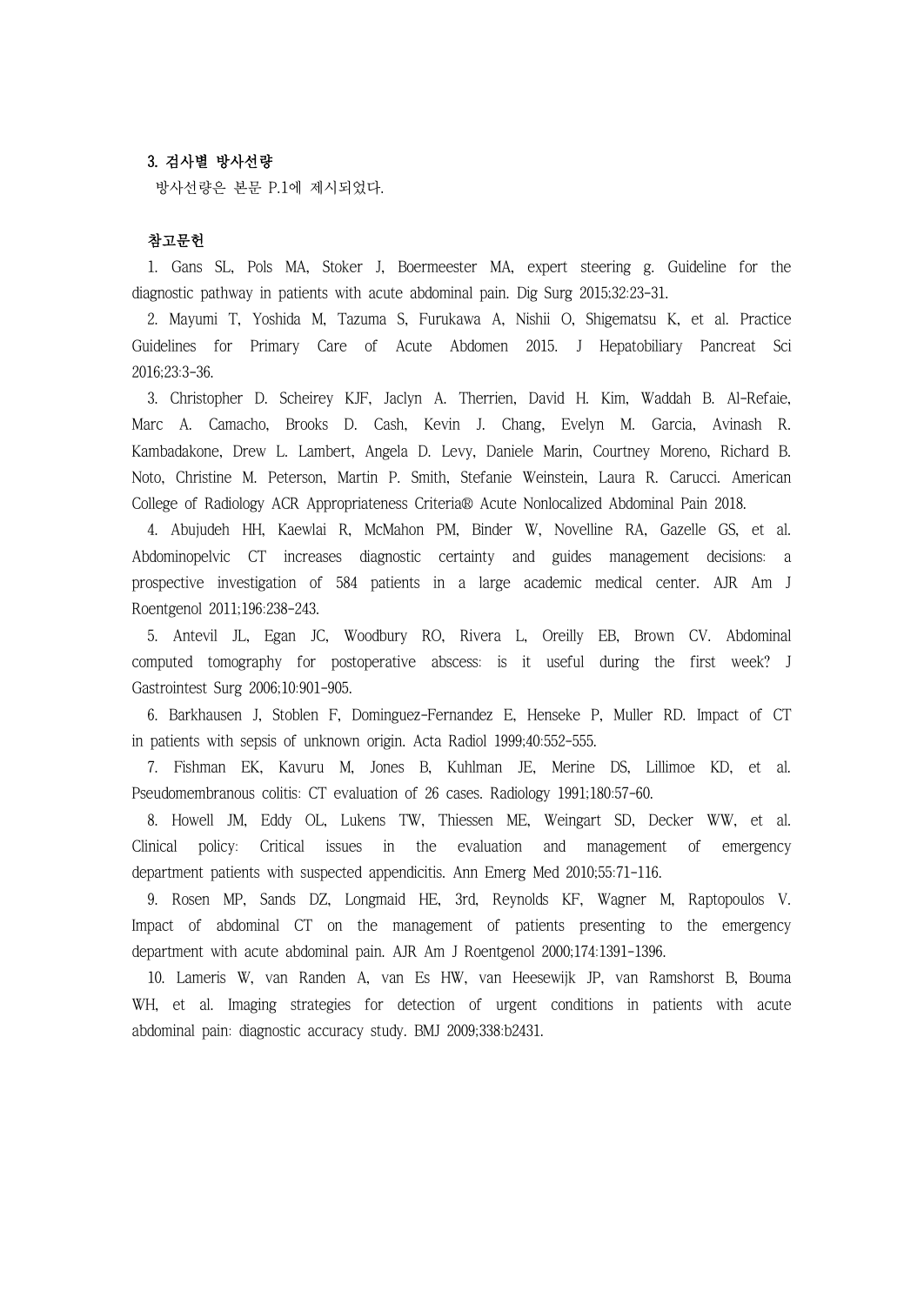### 3. 검사별 방사선량

방사선량은 본문 P.1에 제시되었다.

### 참고문헌

1. Gans SL, Pols MA, Stoker J, Boermeester MA, expert steering g. Guideline for the diagnostic pathway in patients with acute abdominal pain. Dig Surg 2015;32:23-31.
2. Mayumi T, Yoshida M, Tazuma S, Furukawa A, Nishii O, Shigematsu K, et al. Practice Guidelines for Primary Care of Acute Abdomen 2015. J Hepatobiliary Pancreat Sci 2016;23:3-36.
3. Christopher D. Scheirey KJF, Jaclyn A. Therrien, David H. Kim, Waddah B. Al-Refaie, Marc A. Camacho, Brooks D. Cash, Kevin J. Chang, Evelyn M. Garcia, Avinash R. Kambadakone, Drew L. Lambert, Angela D. Levy, Daniele Marin, Courtney Moreno, Richard B. Noto, Christine M. Peterson, Martin P. Smith, Stefanie Weinstein, Laura R. Carucci. American College of Radiology ACR Appropriateness Criteria® Acute Nonlocalized Abdominal Pain 2018.
4. Abujudeh HH, Kaewlai R, McMahon PM, Binder W, Novelline RA, Gazelle GS, et al. Abdominopelvic CT increases diagnostic certainty and guides management decisions: a prospective investigation of 584 patients in a large academic medical center. AJR Am J Roentgenol 2011;196:238-243.
5. Antevil JL, Egan JC, Woodbury RO, Rivera L, Oreilly EB, Brown CV. Abdominal computed tomography for postoperative abscess: is it useful during the first week? J Gastrointest Surg 2006;10:901-905.
6. Barkhausen J, Stoblen F, Dominguez-Fernandez E, Henseke P, Muller RD. Impact of CT in patients with sepsis of unknown origin. Acta Radiol 1999;40:552-555.
7. Fishman EK, Kavuru M, Jones B, Kuhlman JE, Merine DS, Lillimoe KD, et al. Pseudomembranous colitis: CT evaluation of 26 cases. Radiology 1991;180:57-60.
8. Howell JM, Eddy OL, Lukens TW, Thiessen ME, Weingart SD, Decker WW, et al. Clinical policy: Critical issues in the evaluation and management of emergency department patients with suspected appendicitis. Ann Emerg Med 2010;55:71-116.
9. Rosen MP, Sands DZ, Longmaid HE, 3rd, Reynolds KF, Wagner M, Raptopoulos V. Impact of abdominal CT on the management of patients presenting to the emergency department with acute abdominal pain. AJR Am J Roentgenol 2000;174:1391-1396.
10. Lameris W, van Randen A, van Es HW, van Heesewijk JP, van Ramshorst B, Bouma WH, et al. Imaging strategies for detection of urgent conditions in patients with acute abdominal pain: diagnostic accuracy study. BMJ 2009;338:b2431.